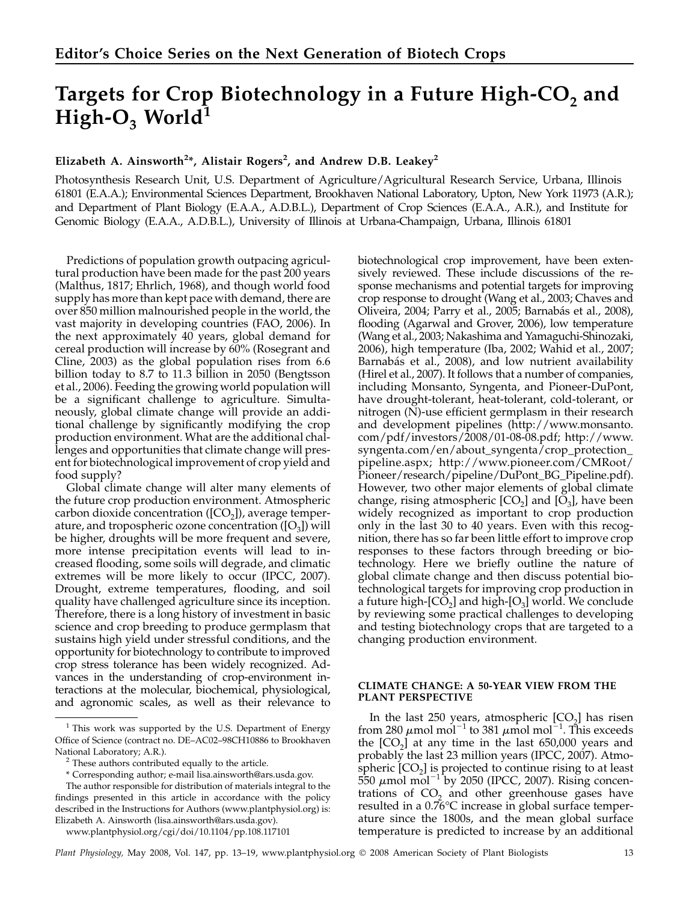## Editor's Choice Series on the Next Generation of Biotech Crops

# Targets for Crop Biotechnology in a Future High-$CO_2$ and High-$O_3$ World[1]

**Elizabeth A. Ainsworth[2]*, Alistair Rogers[2], and Andrew D.B. Leakey[2]**

Photosynthesis Research Unit, U.S. Department of Agriculture/Agricultural Research Service, Urbana, Illinois 61801 (E.A.A.); Environmental Sciences Department, Brookhaven National Laboratory, Upton, New York 11973 (A.R.); and Department of Plant Biology (E.A.A., A.D.B.L.), Department of Crop Sciences (E.A.A., A.R.), and Institute for Genomic Biology (E.A.A., A.D.B.L.), University of Illinois at Urbana-Champaign, Urbana, Illinois 61801

Predictions of population growth outpacing agricultural production have been made for the past 200 years (Malthus, 1817; Ehrlich, 1968), and though world food supply has more than kept pace with demand, there are over 850 million malnourished people in the world, the vast majority in developing countries (FAO, 2006). In the next approximately 40 years, global demand for cereal production will increase by 60% (Rosegrant and Cline, 2003) as the global population rises from 6.6 billion today to 8.7 to 11.3 billion in 2050 (Bengtsson et al., 2006). Feeding the growing world population will be a significant challenge to agriculture. Simultaneously, global climate change will provide an additional challenge by significantly modifying the crop production environment. What are the additional challenges and opportunities that climate change will present for biotechnological improvement of crop yield and food supply?

Global climate change will alter many elements of the future crop production environment. Atmospheric carbon dioxide concentration ([$CO_2$]), average temperature, and tropospheric ozone concentration ([$O_3$]) will be higher, droughts will be more frequent and severe, more intense precipitation events will lead to increased flooding, some soils will degrade, and climatic extremes will be more likely to occur (IPCC, 2007). Drought, extreme temperatures, flooding, and soil quality have challenged agriculture since its inception. Therefore, there is a long history of investment in basic science and crop breeding to produce germplasm that sustains high yield under stressful conditions, and the opportunity for biotechnology to contribute to improved crop stress tolerance has been widely recognized. Advances in the understanding of crop-environment interactions at the molecular, biochemical, physiological, and agronomic scales, as well as their relevance to biotechnological crop improvement, have been extensively reviewed. These include discussions of the response mechanisms and potential targets for improving crop response to drought (Wang et al., 2003; Chaves and Oliveira, 2004; Parry et al., 2005; Barnabás et al., 2008), flooding (Agarwal and Grover, 2006), low temperature (Wang et al., 2003; Nakashima and Yamaguchi-Shinozaki, 2006), high temperature (Iba, 2002; Wahid et al., 2007; Barnabás et al., 2008), and low nutrient availability (Hirel et al., 2007). It follows that a number of companies, including Monsanto, Syngenta, and Pioneer-DuPont, have drought-tolerant, heat-tolerant, cold-tolerant, or nitrogen (N)-use efficient germplasm in their research and development pipelines (http://www.monsanto.com/pdf/investors/2008/01-08-08.pdf; http://www.syngenta.com/en/about_syngenta/crop_protection_pipeline.aspx; http://www.pioneer.com/CMRoot/Pioneer/research/pipeline/DuPont_BG_Pipeline.pdf). However, two other major elements of global climate change, rising atmospheric [$CO_2$] and [$O_3$], have been widely recognized as important to crop production only in the last 30 to 40 years. Even with this recognition, there has so far been little effort to improve crop responses to these factors through breeding or biotechnology. Here we briefly outline the nature of global climate change and then discuss potential biotechnological targets for improving crop production in a future high-[$CO_2$] and high-[$O_3$] world. We conclude by reviewing some practical challenges to developing and testing biotechnology crops that are targeted to a changing production environment.

### CLIMATE CHANGE: A 50-YEAR VIEW FROM THE PLANT PERSPECTIVE

In the last 250 years, atmospheric [$CO_2$] has risen from 280 $\mu$mol mol$^{-1}$ to 381 $\mu$mol mol$^{-1}$. This exceeds the [$CO_2$] at any time in the last 650,000 years and probably the last 23 million years (IPCC, 2007). Atmospheric [$CO_2$] is projected to continue rising to at least 550 $\mu$mol mol$^{-1}$ by 2050 (IPCC, 2007). Rising concentrations of $CO_2$ and other greenhouse gases have resulted in a 0.76°C increase in global surface temperature since the 1800s, and the mean global surface temperature is predicted to increase by an additional

---

[1] This work was supported by the U.S. Department of Energy Office of Science (contract no. DE–AC02–98CH10886 to Brookhaven National Laboratory; A.R.).

[2] These authors contributed equally to the article.

\* Corresponding author; e-mail lisa.ainsworth@ars.usda.gov.

The author responsible for distribution of materials integral to the findings presented in this article in accordance with the policy described in the Instructions for Authors (www.plantphysiol.org) is: Elizabeth A. Ainsworth (lisa.ainsworth@ars.usda.gov).

www.plantphysiol.org/cgi/doi/10.1104/pp.108.117101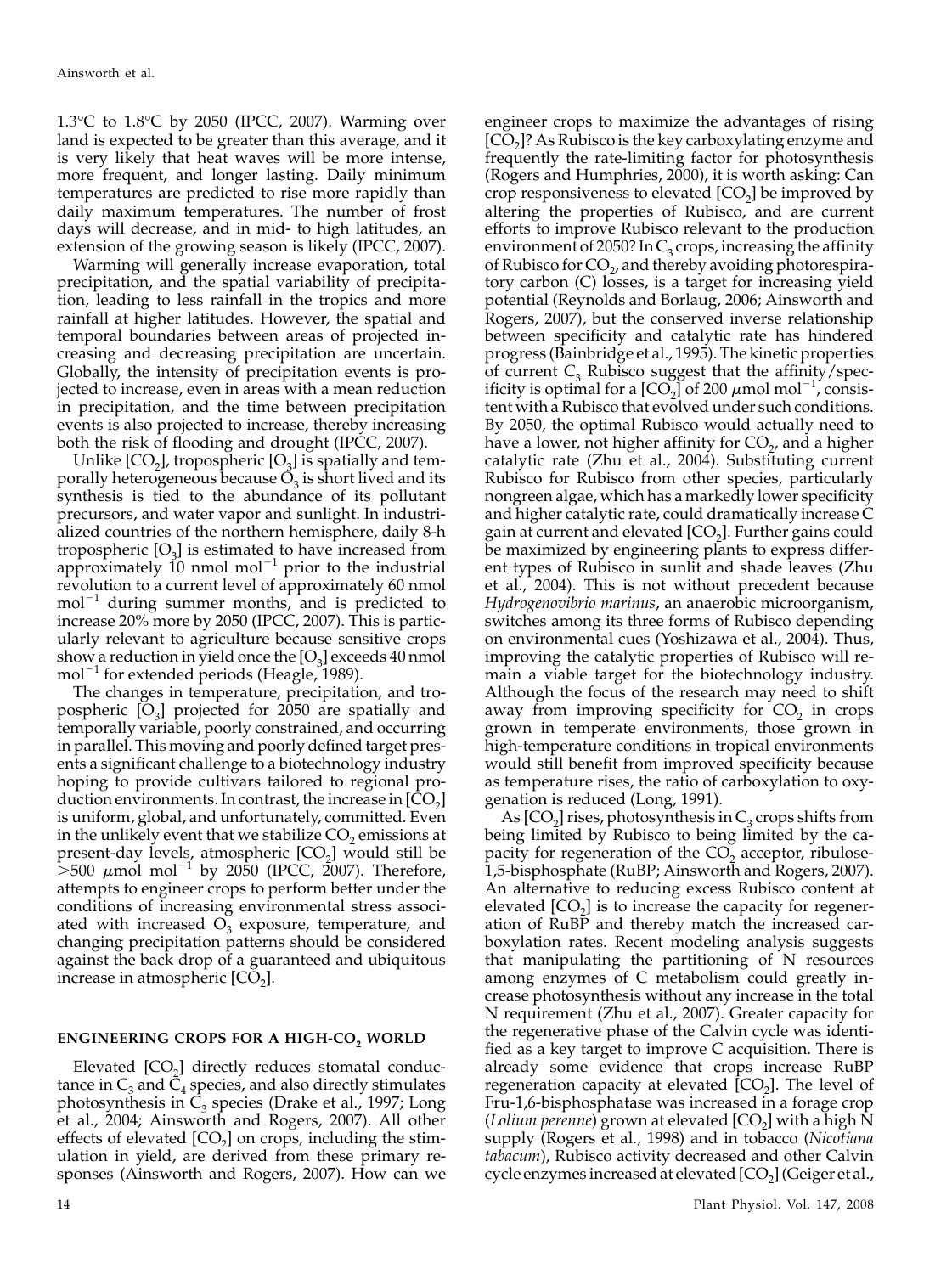1.3°C to 1.8°C by 2050 (IPCC, 2007). Warming over land is expected to be greater than this average, and it is very likely that heat waves will be more intense, more frequent, and longer lasting. Daily minimum temperatures are predicted to rise more rapidly than daily maximum temperatures. The number of frost days will decrease, and in mid- to high latitudes, an extension of the growing season is likely (IPCC, 2007).

Warming will generally increase evaporation, total precipitation, and the spatial variability of precipitation, leading to less rainfall in the tropics and more rainfall at higher latitudes. However, the spatial and temporal boundaries between areas of projected increasing and decreasing precipitation are uncertain. Globally, the intensity of precipitation events is projected to increase, even in areas with a mean reduction in precipitation, and the time between precipitation events is also projected to increase, thereby increasing both the risk of flooding and drought (IPCC, 2007).

Unlike [$CO_2$], tropospheric [$O_3$] is spatially and temporally heterogeneous because $O_3$ is short lived and its synthesis is tied to the abundance of its pollutant precursors, and water vapor and sunlight. In industrialized countries of the northern hemisphere, daily 8-h tropospheric [$O_3$] is estimated to have increased from approximately 10 nmol $mol^{-1}$ prior to the industrial revolution to a current level of approximately 60 nmol $mol^{-1}$ during summer months, and is predicted to increase 20% more by 2050 (IPCC, 2007). This is particularly relevant to agriculture because sensitive crops show a reduction in yield once the [$O_3$] exceeds 40 nmol $mol^{-1}$ for extended periods (Heagle, 1989).

The changes in temperature, precipitation, and tropospheric [$O_3$] projected for 2050 are spatially and temporally variable, poorly constrained, and occurring in parallel. This moving and poorly defined target presents a significant challenge to a biotechnology industry hoping to provide cultivars tailored to regional production environments. In contrast, the increase in [$CO_2$] is uniform, global, and unfortunately, committed. Even in the unlikely event that we stabilize $CO_2$ emissions at present-day levels, atmospheric [$CO_2$] would still be >500 $\mu$mol $mol^{-1}$ by 2050 (IPCC, 2007). Therefore, attempts to engineer crops to perform better under the conditions of increasing environmental stress associated with increased $O_3$ exposure, temperature, and changing precipitation patterns should be considered against the back drop of a guaranteed and ubiquitous increase in atmospheric [$CO_2$].

## ENGINEERING CROPS FOR A HIGH-$CO_2$ WORLD

Elevated [$CO_2$] directly reduces stomatal conductance in $C_3$ and $C_4$ species, and also directly stimulates photosynthesis in $C_3$ species (Drake et al., 1997; Long et al., 2004; Ainsworth and Rogers, 2007). All other effects of elevated [$CO_2$] on crops, including the stimulation in yield, are derived from these primary responses (Ainsworth and Rogers, 2007). How can we engineer crops to maximize the advantages of rising [$CO_2$]? As Rubisco is the key carboxylating enzyme and frequently the rate-limiting factor for photosynthesis (Rogers and Humphries, 2000), it is worth asking: Can crop responsiveness to elevated [$CO_2$] be improved by altering the properties of Rubisco, and are current efforts to improve Rubisco relevant to the production environment of 2050? In $C_3$ crops, increasing the affinity of Rubisco for $CO_2$, and thereby avoiding photorespiratory carbon (C) losses, is a target for increasing yield potential (Reynolds and Borlaug, 2006; Ainsworth and Rogers, 2007), but the conserved inverse relationship between specificity and catalytic rate has hindered progress (Bainbridge et al., 1995). The kinetic properties of current $C_3$ Rubisco suggest that the affinity/specificity is optimal for a [$CO_2$] of 200 $\mu$mol $mol^{-1}$, consistent with a Rubisco that evolved under such conditions. By 2050, the optimal Rubisco would actually need to have a lower, not higher affinity for $CO_2$, and a higher catalytic rate (Zhu et al., 2004). Substituting current Rubisco for Rubisco from other species, particularly nongreen algae, which has a markedly lower specificity and higher catalytic rate, could dramatically increase C gain at current and elevated [$CO_2$]. Further gains could be maximized by engineering plants to express different types of Rubisco in sunlit and shade leaves (Zhu et al., 2004). This is not without precedent because *Hydrogenovibrio marinus*, an anaerobic microorganism, switches among its three forms of Rubisco depending on environmental cues (Yoshizawa et al., 2004). Thus, improving the catalytic properties of Rubisco will remain a viable target for the biotechnology industry. Although the focus of the research may need to shift away from improving specificity for $CO_2$ in crops grown in temperate environments, those grown in high-temperature conditions in tropical environments would still benefit from improved specificity because as temperature rises, the ratio of carboxylation to oxygenation is reduced (Long, 1991).

As [$CO_2$] rises, photosynthesis in $C_3$ crops shifts from being limited by Rubisco to being limited by the capacity for regeneration of the $CO_2$ acceptor, ribulose-1,5-bisphosphate (RuBP; Ainsworth and Rogers, 2007). An alternative to reducing excess Rubisco content at elevated [$CO_2$] is to increase the capacity for regeneration of RuBP and thereby match the increased carboxylation rates. Recent modeling analysis suggests that manipulating the partitioning of N resources among enzymes of C metabolism could greatly increase photosynthesis without any increase in the total N requirement (Zhu et al., 2007). Greater capacity for the regenerative phase of the Calvin cycle was identified as a key target to improve C acquisition. There is already some evidence that crops increase RuBP regeneration capacity at elevated [$CO_2$]. The level of Fru-1,6-bisphosphatase was increased in a forage crop (*Lolium perenne*) grown at elevated [$CO_2$] with a high N supply (Rogers et al., 1998) and in tobacco (*Nicotiana tabacum*), Rubisco activity decreased and other Calvin cycle enzymes increased at elevated [$CO_2$] (Geiger et al.,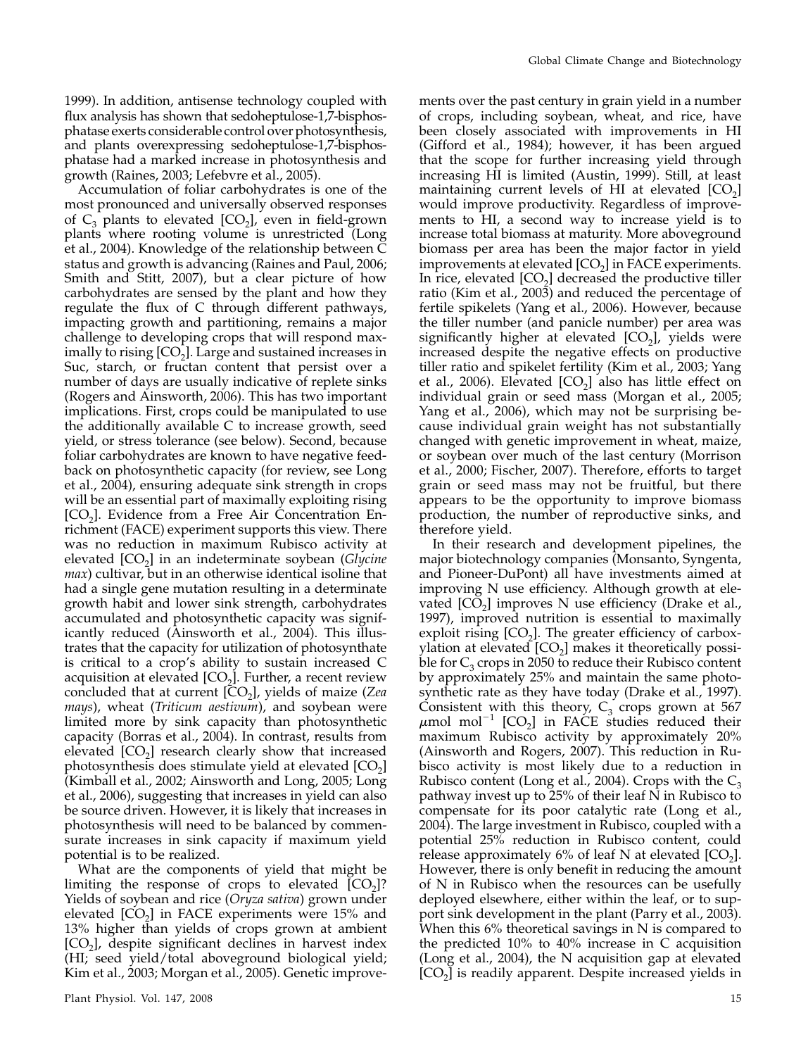1999). In addition, antisense technology coupled with flux analysis has shown that sedoheptulose-1,7-bisphosphatase exerts considerable control over photosynthesis, and plants overexpressing sedoheptulose-1,7-bisphosphatase had a marked increase in photosynthesis and growth (Raines, 2003; Lefebvre et al., 2005).

Accumulation of foliar carbohydrates is one of the most pronounced and universally observed responses of $C_3$ plants to elevated [$CO_2$], even in field-grown plants where rooting volume is unrestricted (Long et al., 2004). Knowledge of the relationship between C status and growth is advancing (Raines and Paul, 2006; Smith and Stitt, 2007), but a clear picture of how carbohydrates are sensed by the plant and how they regulate the flux of C through different pathways, impacting growth and partitioning, remains a major challenge to developing crops that will respond maximally to rising [$CO_2$]. Large and sustained increases in Suc, starch, or fructan content that persist over a number of days are usually indicative of replete sinks (Rogers and Ainsworth, 2006). This has two important implications. First, crops could be manipulated to use the additionally available C to increase growth, seed yield, or stress tolerance (see below). Second, because foliar carbohydrates are known to have negative feedback on photosynthetic capacity (for review, see Long et al., 2004), ensuring adequate sink strength in crops will be an essential part of maximally exploiting rising [$CO_2$]. Evidence from a Free Air Concentration Enrichment (FACE) experiment supports this view. There was no reduction in maximum Rubisco activity at elevated [$CO_2$] in an indeterminate soybean (*Glycine max*) cultivar, but in an otherwise identical isoline that had a single gene mutation resulting in a determinate growth habit and lower sink strength, carbohydrates accumulated and photosynthetic capacity was significantly reduced (Ainsworth et al., 2004). This illustrates that the capacity for utilization of photosynthate is critical to a crop's ability to sustain increased C acquisition at elevated [$CO_2$]. Further, a recent review concluded that at current [$CO_2$], yields of maize (*Zea mays*), wheat (*Triticum aestivum*), and soybean were limited more by sink capacity than photosynthetic capacity (Borras et al., 2004). In contrast, results from elevated [$CO_2$] research clearly show that increased photosynthesis does stimulate yield at elevated [$CO_2$] (Kimball et al., 2002; Ainsworth and Long, 2005; Long et al., 2006), suggesting that increases in yield can also be source driven. However, it is likely that increases in photosynthesis will need to be balanced by commensurate increases in sink capacity if maximum yield potential is to be realized.

What are the components of yield that might be limiting the response of crops to elevated [$CO_2$]? Yields of soybean and rice (*Oryza sativa*) grown under elevated [$CO_2$] in FACE experiments were 15% and 13% higher than yields of crops grown at ambient [$CO_2$], despite significant declines in harvest index (HI; seed yield/total aboveground biological yield; Kim et al., 2003; Morgan et al., 2005). Genetic improvements over the past century in grain yield in a number of crops, including soybean, wheat, and rice, have been closely associated with improvements in HI (Gifford et al., 1984); however, it has been argued that the scope for further increasing yield through increasing HI is limited (Austin, 1999). Still, at least maintaining current levels of HI at elevated [$CO_2$] would improve productivity. Regardless of improvements to HI, a second way to increase yield is to increase total biomass at maturity. More aboveground biomass per area has been the major factor in yield improvements at elevated [$CO_2$] in FACE experiments. In rice, elevated [$CO_2$] decreased the productive tiller ratio (Kim et al., 2003) and reduced the percentage of fertile spikelets (Yang et al., 2006). However, because the tiller number (and panicle number) per area was significantly higher at elevated [$CO_2$], yields were increased despite the negative effects on productive tiller ratio and spikelet fertility (Kim et al., 2003; Yang et al., 2006). Elevated [$CO_2$] also has little effect on individual grain or seed mass (Morgan et al., 2005; Yang et al., 2006), which may not be surprising because individual grain weight has not substantially changed with genetic improvement in wheat, maize, or soybean over much of the last century (Morrison et al., 2000; Fischer, 2007). Therefore, efforts to target grain or seed mass may not be fruitful, but there appears to be the opportunity to improve biomass production, the number of reproductive sinks, and therefore yield.

In their research and development pipelines, the major biotechnology companies (Monsanto, Syngenta, and Pioneer-DuPont) all have investments aimed at improving N use efficiency. Although growth at elevated [$CO_2$] improves N use efficiency (Drake et al., 1997), improved nutrition is essential to maximally exploit rising [$CO_2$]. The greater efficiency of carboxylation at elevated [$CO_2$] makes it theoretically possible for $C_3$ crops in 2050 to reduce their Rubisco content by approximately 25% and maintain the same photosynthetic rate as they have today (Drake et al., 1997). Consistent with this theory, $C_3$ crops grown at 567 $\mu$mol mol$^{-1}$ [$CO_2$] in FACE studies reduced their maximum Rubisco activity by approximately 20% (Ainsworth and Rogers, 2007). This reduction in Rubisco activity is most likely due to a reduction in Rubisco content (Long et al., 2004). Crops with the $C_3$ pathway invest up to 25% of their leaf N in Rubisco to compensate for its poor catalytic rate (Long et al., 2004). The large investment in Rubisco, coupled with a potential 25% reduction in Rubisco content, could release approximately 6% of leaf N at elevated [$CO_2$]. However, there is only benefit in reducing the amount of N in Rubisco when the resources can be usefully deployed elsewhere, either within the leaf, or to support sink development in the plant (Parry et al., 2003). When this 6% theoretical savings in N is compared to the predicted 10% to 40% increase in C acquisition (Long et al., 2004), the N acquisition gap at elevated [$CO_2$] is readily apparent. Despite increased yields in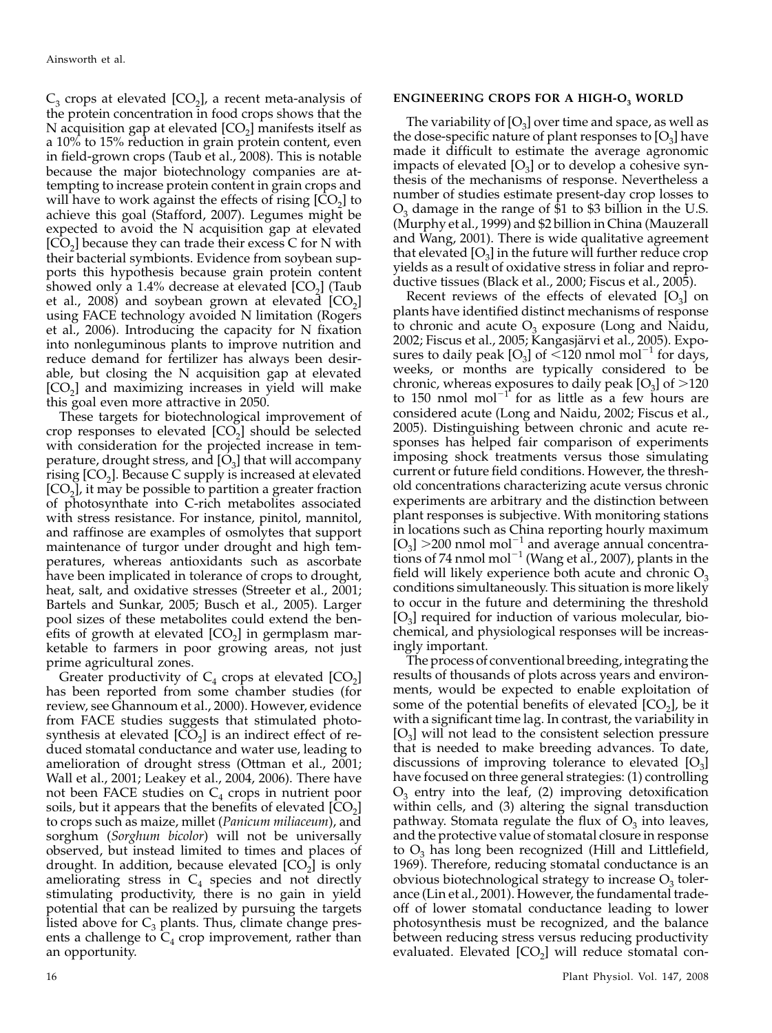$C_3$ crops at elevated [$CO_2$], a recent meta-analysis of the protein concentration in food crops shows that the N acquisition gap at elevated [$CO_2$] manifests itself as a 10% to 15% reduction in grain protein content, even in field-grown crops (Taub et al., 2008). This is notable because the major biotechnology companies are attempting to increase protein content in grain crops and will have to work against the effects of rising [$CO_2$] to achieve this goal (Stafford, 2007). Legumes might be expected to avoid the N acquisition gap at elevated [$CO_2$] because they can trade their excess C for N with their bacterial symbionts. Evidence from soybean supports this hypothesis because grain protein content showed only a 1.4% decrease at elevated [$CO_2$] (Taub et al., 2008) and soybean grown at elevated [$CO_2$] using FACE technology avoided N limitation (Rogers et al., 2006). Introducing the capacity for N fixation into nonleguminous plants to improve nutrition and reduce demand for fertilizer has always been desirable, but closing the N acquisition gap at elevated [$CO_2$] and maximizing increases in yield will make this goal even more attractive in 2050.

These targets for biotechnological improvement of crop responses to elevated [$CO_2$] should be selected with consideration for the projected increase in temperature, drought stress, and [$O_3$] that will accompany rising [$CO_2$]. Because C supply is increased at elevated [$CO_2$], it may be possible to partition a greater fraction of photosynthate into C-rich metabolites associated with stress resistance. For instance, pinitol, mannitol, and raffinose are examples of osmolytes that support maintenance of turgor under drought and high temperatures, whereas antioxidants such as ascorbate have been implicated in tolerance of crops to drought, heat, salt, and oxidative stresses (Streeter et al., 2001; Bartels and Sunkar, 2005; Busch et al., 2005). Larger pool sizes of these metabolites could extend the benefits of growth at elevated [$CO_2$] in germplasm marketable to farmers in poor growing areas, not just prime agricultural zones.

Greater productivity of $C_4$ crops at elevated [$CO_2$] has been reported from some chamber studies (for review, see Ghannoum et al., 2000). However, evidence from FACE studies suggests that stimulated photosynthesis at elevated [$CO_2$] is an indirect effect of reduced stomatal conductance and water use, leading to amelioration of drought stress (Ottman et al., 2001; Wall et al., 2001; Leakey et al., 2004, 2006). There have not been FACE studies on $C_4$ crops in nutrient poor soils, but it appears that the benefits of elevated [$CO_2$] to crops such as maize, millet (*Panicum miliaceum*), and sorghum (*Sorghum bicolor*) will not be universally observed, but instead limited to times and places of drought. In addition, because elevated [$CO_2$] is only ameliorating stress in $C_4$ species and not directly stimulating productivity, there is no gain in yield potential that can be realized by pursuing the targets listed above for $C_3$ plants. Thus, climate change presents a challenge to $C_4$ crop improvement, rather than an opportunity.

## ENGINEERING CROPS FOR A HIGH-$O_3$ WORLD

The variability of [$O_3$] over time and space, as well as the dose-specific nature of plant responses to [$O_3$] have made it difficult to estimate the average agronomic impacts of elevated [$O_3$] or to develop a cohesive synthesis of the mechanisms of response. Nevertheless a number of studies estimate present-day crop losses to $O_3$ damage in the range of \$1 to \$3 billion in the U.S. (Murphy et al., 1999) and \$2 billion in China (Mauzerall and Wang, 2001). There is wide qualitative agreement that elevated [$O_3$] in the future will further reduce crop yields as a result of oxidative stress in foliar and reproductive tissues (Black et al., 2000; Fiscus et al., 2005).

Recent reviews of the effects of elevated [$O_3$] on plants have identified distinct mechanisms of response to chronic and acute $O_3$ exposure (Long and Naidu, 2002; Fiscus et al., 2005; Kangasjärvi et al., 2005). Exposures to daily peak [$O_3$] of <120 nmol mol$^{-1}$ for days, weeks, or months are typically considered to be chronic, whereas exposures to daily peak [$O_3$] of >120 to 150 nmol mol$^{-1}$ for as little as a few hours are considered acute (Long and Naidu, 2002; Fiscus et al., 2005). Distinguishing between chronic and acute responses has helped fair comparison of experiments imposing shock treatments versus those simulating current or future field conditions. However, the threshold concentrations characterizing acute versus chronic experiments are arbitrary and the distinction between plant responses is subjective. With monitoring stations in locations such as China reporting hourly maximum [$O_3$] >200 nmol mol$^{-1}$ and average annual concentrations of 74 nmol mol$^{-1}$ (Wang et al., 2007), plants in the field will likely experience both acute and chronic $O_3$ conditions simultaneously. This situation is more likely to occur in the future and determining the threshold [$O_3$] required for induction of various molecular, biochemical, and physiological responses will be increasingly important.

The process of conventional breeding, integrating the results of thousands of plots across years and environments, would be expected to enable exploitation of some of the potential benefits of elevated [$CO_2$], be it with a significant time lag. In contrast, the variability in [$O_3$] will not lead to the consistent selection pressure that is needed to make breeding advances. To date, discussions of improving tolerance to elevated [$O_3$] have focused on three general strategies: (1) controlling $O_3$ entry into the leaf, (2) improving detoxification within cells, and (3) altering the signal transduction pathway. Stomata regulate the flux of $O_3$ into leaves, and the protective value of stomatal closure in response to $O_3$ has long been recognized (Hill and Littlefield, 1969). Therefore, reducing stomatal conductance is an obvious biotechnological strategy to increase $O_3$ tolerance (Lin et al., 2001). However, the fundamental tradeoff of lower stomatal conductance leading to lower photosynthesis must be recognized, and the balance between reducing stress versus reducing productivity evaluated. Elevated [$CO_2$] will reduce stomatal con-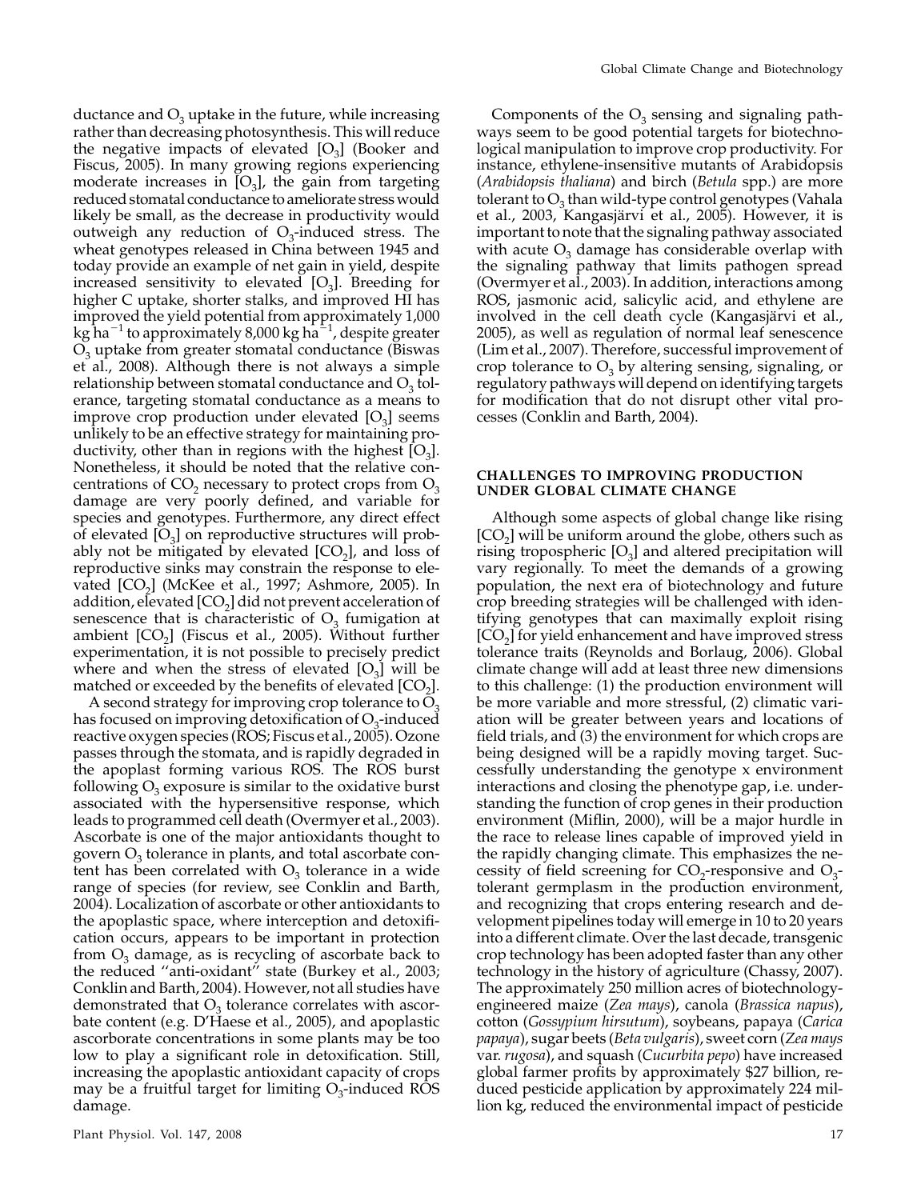ductance and $O_3$ uptake in the future, while increasing rather than decreasing photosynthesis. This will reduce the negative impacts of elevated [$O_3$] (Booker and Fiscus, 2005). In many growing regions experiencing moderate increases in [$O_3$], the gain from targeting reduced stomatal conductance to ameliorate stress would likely be small, as the decrease in productivity would outweigh any reduction of $O_3$-induced stress. The wheat genotypes released in China between 1945 and today provide an example of net gain in yield, despite increased sensitivity to elevated [$O_3$]. Breeding for higher C uptake, shorter stalks, and improved HI has improved the yield potential from approximately 1,000 kg $ha^{-1}$ to approximately 8,000 kg $ha^{-1}$, despite greater $O_3$ uptake from greater stomatal conductance (Biswas et al., 2008). Although there is not always a simple relationship between stomatal conductance and $O_3$ tolerance, targeting stomatal conductance as a means to improve crop production under elevated [$O_3$] seems unlikely to be an effective strategy for maintaining productivity, other than in regions with the highest [$O_3$]. Nonetheless, it should be noted that the relative concentrations of $CO_2$ necessary to protect crops from $O_3$ damage are very poorly defined, and variable for species and genotypes. Furthermore, any direct effect of elevated [$O_3$] on reproductive structures will probably not be mitigated by elevated [$CO_2$], and loss of reproductive sinks may constrain the response to elevated [$CO_2$] (McKee et al., 1997; Ashmore, 2005). In addition, elevated [$CO_2$] did not prevent acceleration of senescence that is characteristic of $O_3$ fumigation at ambient [$CO_2$] (Fiscus et al., 2005). Without further experimentation, it is not possible to precisely predict where and when the stress of elevated [$O_3$] will be matched or exceeded by the benefits of elevated [$CO_2$].

A second strategy for improving crop tolerance to $O_3$ has focused on improving detoxification of $O_3$-induced reactive oxygen species (ROS; Fiscus et al., 2005). Ozone passes through the stomata, and is rapidly degraded in the apoplast forming various ROS. The ROS burst following $O_3$ exposure is similar to the oxidative burst associated with the hypersensitive response, which leads to programmed cell death (Overmyer et al., 2003). Ascorbate is one of the major antioxidants thought to govern $O_3$ tolerance in plants, and total ascorbate content has been correlated with $O_3$ tolerance in a wide range of species (for review, see Conklin and Barth, 2004). Localization of ascorbate or other antioxidants to the apoplastic space, where interception and detoxification occurs, appears to be important in protection from $O_3$ damage, as is recycling of ascorbate back to the reduced "anti-oxidant" state (Burkey et al., 2003; Conklin and Barth, 2004). However, not all studies have demonstrated that $O_3$ tolerance correlates with ascorbate content (e.g. D'Haese et al., 2005), and apoplastic ascorborate concentrations in some plants may be too low to play a significant role in detoxification. Still, increasing the apoplastic antioxidant capacity of crops may be a fruitful target for limiting $O_3$-induced ROS damage.

Components of the $O_3$ sensing and signaling pathways seem to be good potential targets for biotechnological manipulation to improve crop productivity. For instance, ethylene-insensitive mutants of Arabidopsis (*Arabidopsis thaliana*) and birch (*Betula* spp.) are more tolerant to $O_3$ than wild-type control genotypes (Vahala et al., 2003, Kangasjärvi et al., 2005). However, it is important to note that the signaling pathway associated with acute $O_3$ damage has considerable overlap with the signaling pathway that limits pathogen spread (Overmyer et al., 2003). In addition, interactions among ROS, jasmonic acid, salicylic acid, and ethylene are involved in the cell death cycle (Kangasjärvi et al., 2005), as well as regulation of normal leaf senescence (Lim et al., 2007). Therefore, successful improvement of crop tolerance to $O_3$ by altering sensing, signaling, or regulatory pathways will depend on identifying targets for modification that do not disrupt other vital processes (Conklin and Barth, 2004).

## CHALLENGES TO IMPROVING PRODUCTION UNDER GLOBAL CLIMATE CHANGE

Although some aspects of global change like rising [$CO_2$] will be uniform around the globe, others such as rising tropospheric [$O_3$] and altered precipitation will vary regionally. To meet the demands of a growing population, the next era of biotechnology and future crop breeding strategies will be challenged with identifying genotypes that can maximally exploit rising [$CO_2$] for yield enhancement and have improved stress tolerance traits (Reynolds and Borlaug, 2006). Global climate change will add at least three new dimensions to this challenge: (1) the production environment will be more variable and more stressful, (2) climatic variation will be greater between years and locations of field trials, and (3) the environment for which crops are being designed will be a rapidly moving target. Successfully understanding the genotype x environment interactions and closing the phenotype gap, i.e. understanding the function of crop genes in their production environment (Miflin, 2000), will be a major hurdle in the race to release lines capable of improved yield in the rapidly changing climate. This emphasizes the necessity of field screening for $CO_2$-responsive and $O_3$-tolerant germplasm in the production environment, and recognizing that crops entering research and development pipelines today will emerge in 10 to 20 years into a different climate. Over the last decade, transgenic crop technology has been adopted faster than any other technology in the history of agriculture (Chassy, 2007). The approximately 250 million acres of biotechnology-engineered maize (*Zea mays*), canola (*Brassica napus*), cotton (*Gossypium hirsutum*), soybeans, papaya (*Carica papaya*), sugar beets (*Beta vulgaris*), sweet corn (*Zea mays* var. *rugosa*), and squash (*Cucurbita pepo*) have increased global farmer profits by approximately $27 billion, reduced pesticide application by approximately 224 million kg, reduced the environmental impact of pesticide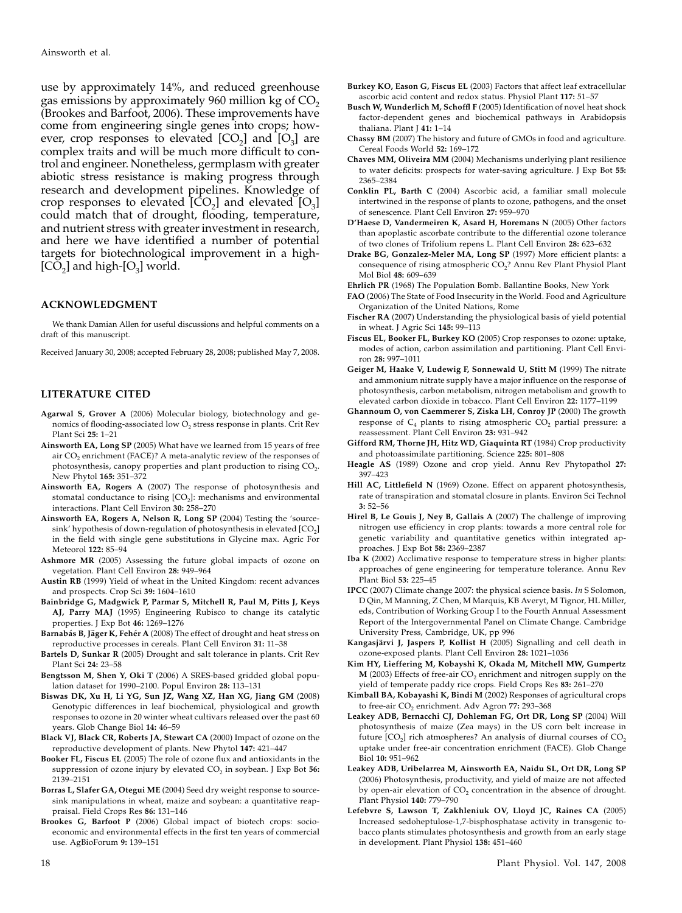use by approximately 14%, and reduced greenhouse gas emissions by approximately 960 million kg of $CO_2$ (Brookes and Barfoot, 2006). These improvements have come from engineering single genes into crops; however, crop responses to elevated [$CO_2$] and [$O_3$] are complex traits and will be much more difficult to control and engineer. Nonetheless, germplasm with greater abiotic stress resistance is making progress through research and development pipelines. Knowledge of crop responses to elevated [$CO_2$] and elevated [$O_3$] could match that of drought, flooding, temperature, and nutrient stress with greater investment in research, and here we have identified a number of potential targets for biotechnological improvement in a high-[$CO_2$] and high-[$O_3$] world.

## ACKNOWLEDGMENT

We thank Damian Allen for useful discussions and helpful comments on a draft of this manuscript.

Received January 30, 2008; accepted February 28, 2008; published May 7, 2008.

## LITERATURE CITED

**Agarwal S, Grover A** (2006) Molecular biology, biotechnology and genomics of flooding-associated low $O_2$ stress response in plants. Crit Rev Plant Sci **25:** 1–21

**Ainsworth EA, Long SP** (2005) What have we learned from 15 years of free air $CO_2$ enrichment (FACE)? A meta-analytic review of the responses of photosynthesis, canopy properties and plant production to rising $CO_2$. New Phytol **165:** 351–372

**Ainsworth EA, Rogers A** (2007) The response of photosynthesis and stomatal conductance to rising [$CO_2$]: mechanisms and environmental interactions. Plant Cell Environ **30:** 258–270

**Ainsworth EA, Rogers A, Nelson R, Long SP** (2004) Testing the 'source-sink' hypothesis of down-regulation of photosynthesis in elevated [$CO_2$] in the field with single gene substitutions in Glycine max. Agric For Meteorol **122:** 85–94

**Ashmore MR** (2005) Assessing the future global impacts of ozone on vegetation. Plant Cell Environ **28:** 949–964

**Austin RB** (1999) Yield of wheat in the United Kingdom: recent advances and prospects. Crop Sci **39:** 1604–1610

**Bainbridge G, Madgwick P, Parmar S, Mitchell R, Paul M, Pitts J, Keys AJ, Parry MAJ** (1995) Engineering Rubisco to change its catalytic properties. J Exp Bot **46:** 1269–1276

**Barnabás B, Jäger K, Fehér A** (2008) The effect of drought and heat stress on reproductive processes in cereals. Plant Cell Environ **31:** 11–38

**Bartels D, Sunkar R** (2005) Drought and salt tolerance in plants. Crit Rev Plant Sci **24:** 23–58

**Bengtsson M, Shen Y, Oki T** (2006) A SRES-based gridded global population dataset for 1990–2100. Popul Environ **28:** 113–131

**Biswas DK, Xu H, Li YG, Sun JZ, Wang XZ, Han XG, Jiang GM** (2008) Genotypic differences in leaf biochemical, physiological and growth responses to ozone in 20 winter wheat cultivars released over the past 60 years. Glob Change Biol **14:** 46–59

**Black VJ, Black CR, Roberts JA, Stewart CA** (2000) Impact of ozone on the reproductive development of plants. New Phytol **147:** 421–447

**Booker FL, Fiscus EL** (2005) The role of ozone flux and antioxidants in the suppression of ozone injury by elevated $CO_2$ in soybean. J Exp Bot **56:** 2139–2151

**Borras L, Slafer GA, Otegui ME** (2004) Seed dry weight response to source-sink manipulations in wheat, maize and soybean: a quantitative reappraisal. Field Crops Res **86:** 131–146

**Brookes G, Barfoot P** (2006) Global impact of biotech crops: socio-economic and environmental effects in the first ten years of commercial use. AgBioForum **9:** 139–151

**Burkey KO, Eason G, Fiscus EL** (2003) Factors that affect leaf extracellular ascorbic acid content and redox status. Physiol Plant **117:** 51–57

**Busch W, Wunderlich M, Schöffl F** (2005) Identification of novel heat shock factor-dependent genes and biochemical pathways in Arabidopsis thaliana. Plant J **41:** 1–14

**Chassy BM** (2007) The history and future of GMOs in food and agriculture. Cereal Foods World **52:** 169–172

**Chaves MM, Oliveira MM** (2004) Mechanisms underlying plant resilience to water deficits: prospects for water-saving agriculture. J Exp Bot **55:** 2365–2384

**Conklin PL, Barth C** (2004) Ascorbic acid, a familiar small molecule intertwined in the response of plants to ozone, pathogens, and the onset of senescence. Plant Cell Environ **27:** 959–970

**D'Haese D, Vandermeiren K, Asard H, Horemans N** (2005) Other factors than apoplastic ascorbate contribute to the differential ozone tolerance of two clones of Trifolium repens L. Plant Cell Environ **28:** 623–632

**Drake BG, Gonzalez-Meler MA, Long SP** (1997) More efficient plants: a consequence of rising atmospheric $CO_2$? Annu Rev Plant Physiol Plant Mol Biol **48:** 609–639

**Ehrlich PR** (1968) The Population Bomb. Ballantine Books, New York

**FAO** (2006) The State of Food Insecurity in the World. Food and Agriculture Organization of the United Nations, Rome

**Fischer RA** (2007) Understanding the physiological basis of yield potential in wheat. J Agric Sci **145:** 99–113

**Fiscus EL, Booker FL, Burkey KO** (2005) Crop responses to ozone: uptake, modes of action, carbon assimilation and partitioning. Plant Cell Environ **28:** 997–1011

**Geiger M, Haake V, Ludewig F, Sonnewald U, Stitt M** (1999) The nitrate and ammonium nitrate supply have a major influence on the response of photosynthesis, carbon metabolism, nitrogen metabolism and growth to elevated carbon dioxide in tobacco. Plant Cell Environ **22:** 1177–1199

**Ghannoum O, von Caemmerer S, Ziska LH, Conroy JP** (2000) The growth response of $C_4$ plants to rising atmospheric $CO_2$ partial pressure: a reassessment. Plant Cell Environ **23:** 931–942

**Gifford RM, Thorne JH, Hitz WD, Giaquinta RT** (1984) Crop productivity and photoassimilate partitioning. Science **225:** 801–808

**Heagle AS** (1989) Ozone and crop yield. Annu Rev Phytopathol **27:** 397–423

**Hill AC, Littlefield N** (1969) Ozone. Effect on apparent photosynthesis, rate of transpiration and stomatal closure in plants. Environ Sci Technol **3:** 52–56

**Hirel B, Le Gouis J, Ney B, Gallais A** (2007) The challenge of improving nitrogen use efficiency in crop plants: towards a more central role for genetic variability and quantitative genetics within integrated approaches. J Exp Bot **58:** 2369–2387

**Iba K** (2002) Acclimative response to temperature stress in higher plants: approaches of gene engineering for temperature tolerance. Annu Rev Plant Biol **53:** 225–45

**IPCC** (2007) Climate change 2007: the physical science basis. *In* S Solomon, D Qin, M Manning, Z Chen, M Marquis, KB Averyt, M Tignor, HL Miller, eds, Contribution of Working Group I to the Fourth Annual Assessment Report of the Intergovernmental Panel on Climate Change. Cambridge University Press, Cambridge, UK, pp 996

**Kangasjärvi J, Jaspers P, Kollist H** (2005) Signalling and cell death in ozone-exposed plants. Plant Cell Environ **28:** 1021–1036

**Kim HY, Lieffering M, Kobayshi K, Okada M, Mitchell MW, Gumpertz M** (2003) Effects of free-air $CO_2$ enrichment and nitrogen supply on the yield of temperate paddy rice crops. Field Crops Res **83:** 261–270

**Kimball BA, Kobayashi K, Bindi M** (2002) Responses of agricultural crops to free-air $CO_2$ enrichment. Adv Agron **77:** 293–368

**Leakey ADB, Bernacchi CJ, Dohleman FG, Ort DR, Long SP** (2004) Will photosynthesis of maize (Zea mays) in the US corn belt increase in future [$CO_2$] rich atmospheres? An analysis of diurnal courses of $CO_2$ uptake under free-air concentration enrichment (FACE). Glob Change Biol **10:** 951–962

**Leakey ADB, Uribelarrea M, Ainsworth EA, Naidu SL, Ort DR, Long SP** (2006) Photosynthesis, productivity, and yield of maize are not affected by open-air elevation of $CO_2$ concentration in the absence of drought. Plant Physiol **140:** 779–790

**Lefebvre S, Lawson T, Zakhleniuk OV, Lloyd JC, Raines CA** (2005) Increased sedoheptulose-1,7-bisphosphatase activity in transgenic tobacco plants stimulates photosynthesis and growth from an early stage in development. Plant Physiol **138:** 451–460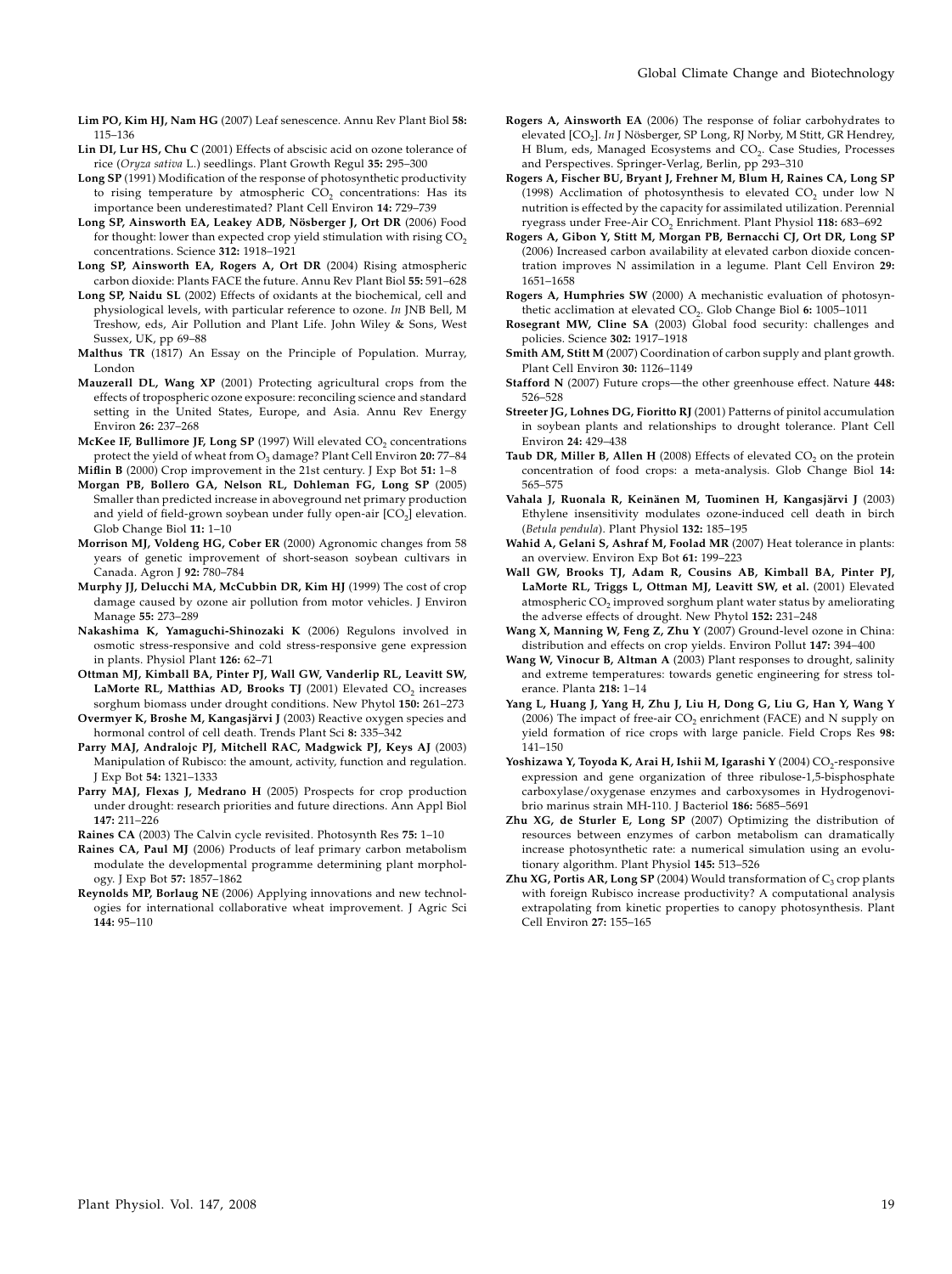**Lim PO, Kim HJ, Nam HG** (2007) Leaf senescence. Annu Rev Plant Biol **58:** 115–136

**Lin DI, Lur HS, Chu C** (2001) Effects of abscisic acid on ozone tolerance of rice (*Oryza sativa* L.) seedlings. Plant Growth Regul **35:** 295–300

**Long SP** (1991) Modification of the response of photosynthetic productivity to rising temperature by atmospheric $CO_2$ concentrations: Has its importance been underestimated? Plant Cell Environ **14:** 729–739

**Long SP, Ainsworth EA, Leakey ADB, Nösberger J, Ort DR** (2006) Food for thought: lower than expected crop yield stimulation with rising $CO_2$ concentrations. Science **312:** 1918–1921

**Long SP, Ainsworth EA, Rogers A, Ort DR** (2004) Rising atmospheric carbon dioxide: Plants FACE the future. Annu Rev Plant Biol **55:** 591–628

**Long SP, Naidu SL** (2002) Effects of oxidants at the biochemical, cell and physiological levels, with particular reference to ozone. *In* JNB Bell, M Treshow, eds, Air Pollution and Plant Life. John Wiley & Sons, West Sussex, UK, pp 69–88

**Malthus TR** (1817) An Essay on the Principle of Population. Murray, London

**Mauzerall DL, Wang XP** (2001) Protecting agricultural crops from the effects of tropospheric ozone exposure: reconciling science and standard setting in the United States, Europe, and Asia. Annu Rev Energy Environ **26:** 237–268

**McKee IF, Bullimore JF, Long SP** (1997) Will elevated $CO_2$ concentrations protect the yield of wheat from $O_3$ damage? Plant Cell Environ **20:** 77–84

**Miflin B** (2000) Crop improvement in the 21st century. J Exp Bot **51:** 1–8

**Morgan PB, Bollero GA, Nelson RL, Dohleman FG, Long SP** (2005) Smaller than predicted increase in aboveground net primary production and yield of field-grown soybean under fully open-air [$CO_2$] elevation. Glob Change Biol **11:** 1–10

**Morrison MJ, Voldeng HG, Cober ER** (2000) Agronomic changes from 58 years of genetic improvement of short-season soybean cultivars in Canada. Agron J **92:** 780–784

**Murphy JJ, Delucchi MA, McCubbin DR, Kim HJ** (1999) The cost of crop damage caused by ozone air pollution from motor vehicles. J Environ Manage **55:** 273–289

**Nakashima K, Yamaguchi-Shinozaki K** (2006) Regulons involved in osmotic stress-responsive and cold stress-responsive gene expression in plants. Physiol Plant **126:** 62–71

**Ottman MJ, Kimball BA, Pinter PJ, Wall GW, Vanderlip RL, Leavitt SW, LaMorte RL, Matthias AD, Brooks TJ** (2001) Elevated $CO_2$ increases sorghum biomass under drought conditions. New Phytol **150:** 261–273

**Overmyer K, Broshe M, Kangasjärvi J** (2003) Reactive oxygen species and hormonal control of cell death. Trends Plant Sci **8:** 335–342

**Parry MAJ, Andralojc PJ, Mitchell RAC, Madgwick PJ, Keys AJ** (2003) Manipulation of Rubisco: the amount, activity, function and regulation. J Exp Bot **54:** 1321–1333

**Parry MAJ, Flexas J, Medrano H** (2005) Prospects for crop production under drought: research priorities and future directions. Ann Appl Biol **147:** 211–226

**Raines CA** (2003) The Calvin cycle revisited. Photosynth Res **75:** 1–10

**Raines CA, Paul MJ** (2006) Products of leaf primary carbon metabolism modulate the developmental programme determining plant morphology. J Exp Bot **57:** 1857–1862

**Reynolds MP, Borlaug NE** (2006) Applying innovations and new technologies for international collaborative wheat improvement. J Agric Sci **144:** 95–110

**Rogers A, Ainsworth EA** (2006) The response of foliar carbohydrates to elevated [$CO_2$]. *In* J Nösberger, SP Long, RJ Norby, M Stitt, GR Hendrey, H Blum, eds, Managed Ecosystems and $CO_2$. Case Studies, Processes and Perspectives. Springer-Verlag, Berlin, pp 293–310

**Rogers A, Fischer BU, Bryant J, Frehner M, Blum H, Raines CA, Long SP** (1998) Acclimation of photosynthesis to elevated $CO_2$ under low N nutrition is effected by the capacity for assimilated utilization. Perennial ryegrass under Free-Air $CO_2$ Enrichment. Plant Physiol **118:** 683–692

**Rogers A, Gibon Y, Stitt M, Morgan PB, Bernacchi CJ, Ort DR, Long SP** (2006) Increased carbon availability at elevated carbon dioxide concentration improves N assimilation in a legume. Plant Cell Environ **29:** 1651–1658

**Rogers A, Humphries SW** (2000) A mechanistic evaluation of photosynthetic acclimation at elevated $CO_2$. Glob Change Biol **6:** 1005–1011

**Rosegrant MW, Cline SA** (2003) Global food security: challenges and policies. Science **302:** 1917–1918

**Smith AM, Stitt M** (2007) Coordination of carbon supply and plant growth. Plant Cell Environ **30:** 1126–1149

**Stafford N** (2007) Future crops—the other greenhouse effect. Nature **448:** 526–528

**Streeter JG, Lohnes DG, Fioritto RJ** (2001) Patterns of pinitol accumulation in soybean plants and relationships to drought tolerance. Plant Cell Environ **24:** 429–438

**Taub DR, Miller B, Allen H** (2008) Effects of elevated $CO_2$ on the protein concentration of food crops: a meta-analysis. Glob Change Biol **14:** 565–575

**Vahala J, Ruonala R, Keinänen M, Tuominen H, Kangasjärvi J** (2003) Ethylene insensitivity modulates ozone-induced cell death in birch (*Betula pendula*). Plant Physiol **132:** 185–195

**Wahid A, Gelani S, Ashraf M, Foolad MR** (2007) Heat tolerance in plants: an overview. Environ Exp Bot **61:** 199–223

**Wall GW, Brooks TJ, Adam R, Cousins AB, Kimball BA, Pinter PJ, LaMorte RL, Triggs L, Ottman MJ, Leavitt SW, et al.** (2001) Elevated atmospheric $CO_2$ improved sorghum plant water status by ameliorating the adverse effects of drought. New Phytol **152:** 231–248

**Wang X, Manning W, Feng Z, Zhu Y** (2007) Ground-level ozone in China: distribution and effects on crop yields. Environ Pollut **147:** 394–400

**Wang W, Vinocur B, Altman A** (2003) Plant responses to drought, salinity and extreme temperatures: towards genetic engineering for stress tolerance. Planta **218:** 1–14

**Yang L, Huang J, Yang H, Zhu J, Liu H, Dong G, Liu G, Han Y, Wang Y** (2006) The impact of free-air $CO_2$ enrichment (FACE) and N supply on yield formation of rice crops with large panicle. Field Crops Res **98:** 141–150

**Yoshizawa Y, Toyoda K, Arai H, Ishii M, Igarashi Y** (2004) $CO_2$-responsive expression and gene organization of three ribulose-1,5-bisphosphate carboxylase/oxygenase enzymes and carboxysomes in Hydrogenovibrio marinus strain MH-110. J Bacteriol **186:** 5685–5691

**Zhu XG, de Sturler E, Long SP** (2007) Optimizing the distribution of resources between enzymes of carbon metabolism can dramatically increase photosynthetic rate: a numerical simulation using an evolutionary algorithm. Plant Physiol **145:** 513–526

**Zhu XG, Portis AR, Long SP** (2004) Would transformation of $C_3$ crop plants with foreign Rubisco increase productivity? A computational analysis extrapolating from kinetic properties to canopy photosynthesis. Plant Cell Environ **27:** 155–165